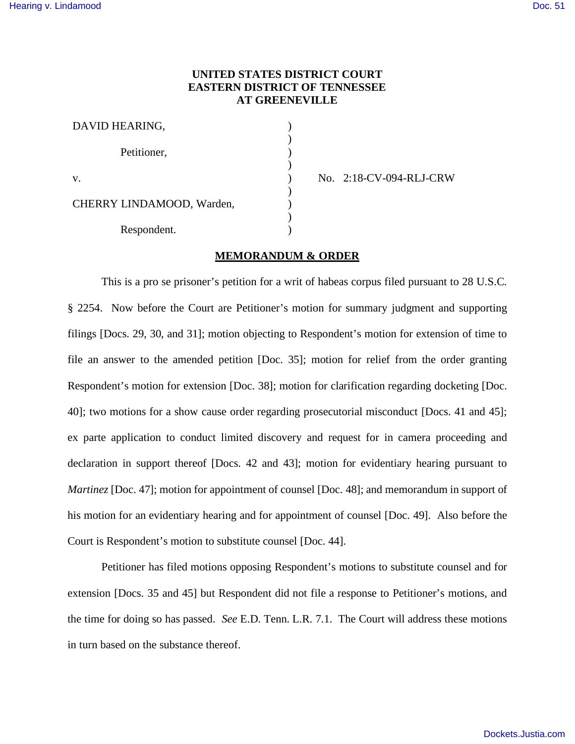**UNITED STATES DISTRICT COURT**
**EASTERN DISTRICT OF TENNESSEE**
**AT GREENEVILLE**

| | | |
|---|---|---|
| DAVID HEARING, | ) | |
| | ) | |
| Petitioner, | ) | |
| | ) | |
| v. | ) | No. 2:18-CV-094-RLJ-CRW |
| | ) | |
| CHERRY LINDAMOOD, Warden, | ) | |
| | ) | |
| Respondent. | ) | |

**MEMORANDUM & ORDER**

This is a pro se prisoner's petition for a writ of habeas corpus filed pursuant to 28 U.S.C. § 2254. Now before the Court are Petitioner's motion for summary judgment and supporting filings [Docs. 29, 30, and 31]; motion objecting to Respondent's motion for extension of time to file an answer to the amended petition [Doc. 35]; motion for relief from the order granting Respondent's motion for extension [Doc. 38]; motion for clarification regarding docketing [Doc. 40]; two motions for a show cause order regarding prosecutorial misconduct [Docs. 41 and 45]; ex parte application to conduct limited discovery and request for in camera proceeding and declaration in support thereof [Docs. 42 and 43]; motion for evidentiary hearing pursuant to *Martinez* [Doc. 47]; motion for appointment of counsel [Doc. 48]; and memorandum in support of his motion for an evidentiary hearing and for appointment of counsel [Doc. 49]. Also before the Court is Respondent's motion to substitute counsel [Doc. 44].

Petitioner has filed motions opposing Respondent's motions to substitute counsel and for extension [Docs. 35 and 45] but Respondent did not file a response to Petitioner's motions, and the time for doing so has passed. *See* E.D. Tenn. L.R. 7.1. The Court will address these motions in turn based on the substance thereof.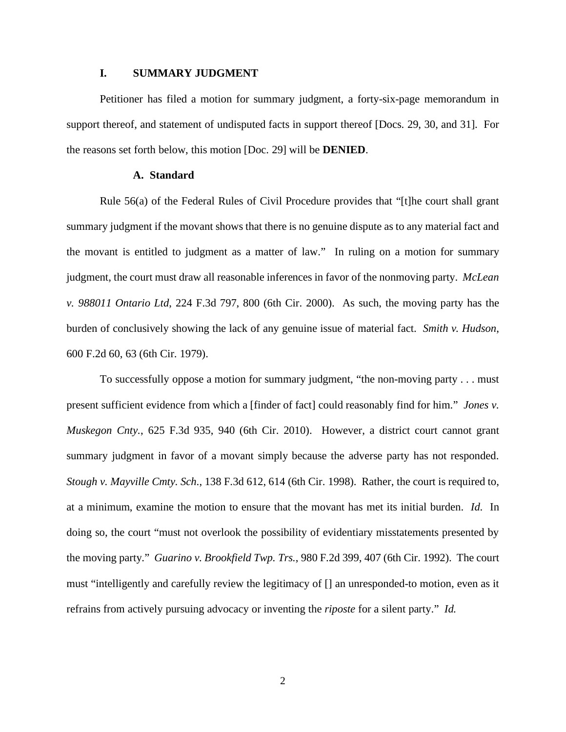## I. SUMMARY JUDGMENT

Petitioner has filed a motion for summary judgment, a forty-six-page memorandum in support thereof, and statement of undisputed facts in support thereof [Docs. 29, 30, and 31]. For the reasons set forth below, this motion [Doc. 29] will be **DENIED**.

### A. Standard

Rule 56(a) of the Federal Rules of Civil Procedure provides that "[t]he court shall grant summary judgment if the movant shows that there is no genuine dispute as to any material fact and the movant is entitled to judgment as a matter of law." In ruling on a motion for summary judgment, the court must draw all reasonable inferences in favor of the nonmoving party. *McLean v. 988011 Ontario Ltd*, 224 F.3d 797, 800 (6th Cir. 2000). As such, the moving party has the burden of conclusively showing the lack of any genuine issue of material fact. *Smith v. Hudson*, 600 F.2d 60, 63 (6th Cir. 1979).

To successfully oppose a motion for summary judgment, "the non-moving party . . . must present sufficient evidence from which a [finder of fact] could reasonably find for him." *Jones v. Muskegon Cnty.*, 625 F.3d 935, 940 (6th Cir. 2010). However, a district court cannot grant summary judgment in favor of a movant simply because the adverse party has not responded. *Stough v. Mayville Cmty. Sch.*, 138 F.3d 612, 614 (6th Cir. 1998). Rather, the court is required to, at a minimum, examine the motion to ensure that the movant has met its initial burden. *Id.* In doing so, the court "must not overlook the possibility of evidentiary misstatements presented by the moving party." *Guarino v. Brookfield Twp. Trs.*, 980 F.2d 399, 407 (6th Cir. 1992). The court must "intelligently and carefully review the legitimacy of [] an unresponded-to motion, even as it refrains from actively pursuing advocacy or inventing the *riposte* for a silent party." *Id.*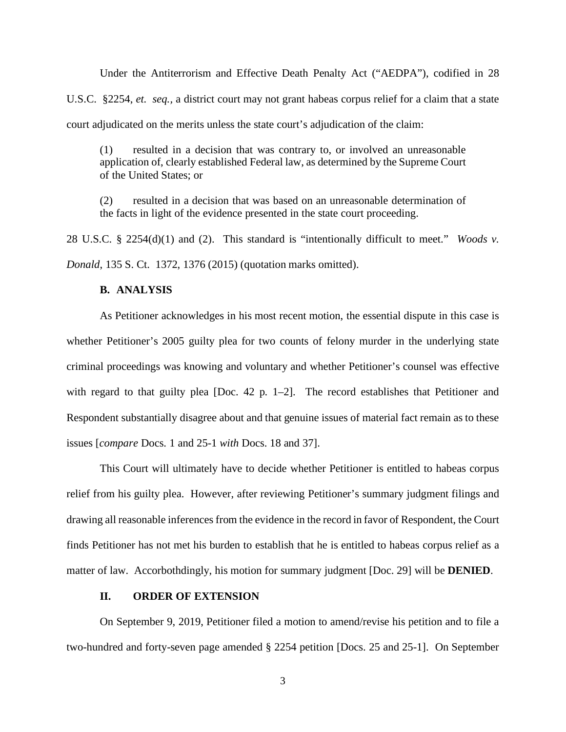Under the Antiterrorism and Effective Death Penalty Act ("AEDPA"), codified in 28 U.S.C. §2254, *et. seq.,* a district court may not grant habeas corpus relief for a claim that a state court adjudicated on the merits unless the state court's adjudication of the claim:

> (1) resulted in a decision that was contrary to, or involved an unreasonable application of, clearly established Federal law, as determined by the Supreme Court of the United States; or
>
> (2) resulted in a decision that was based on an unreasonable determination of the facts in light of the evidence presented in the state court proceeding.

28 U.S.C. § 2254(d)(1) and (2). This standard is "intentionally difficult to meet." *Woods v. Donald*, 135 S. Ct. 1372, 1376 (2015) (quotation marks omitted).

### B. ANALYSIS

As Petitioner acknowledges in his most recent motion, the essential dispute in this case is whether Petitioner's 2005 guilty plea for two counts of felony murder in the underlying state criminal proceedings was knowing and voluntary and whether Petitioner's counsel was effective with regard to that guilty plea [Doc. 42 p. 1–2]. The record establishes that Petitioner and Respondent substantially disagree about and that genuine issues of material fact remain as to these issues [*compare* Docs. 1 and 25-1 *with* Docs. 18 and 37].

This Court will ultimately have to decide whether Petitioner is entitled to habeas corpus relief from his guilty plea. However, after reviewing Petitioner's summary judgment filings and drawing all reasonable inferences from the evidence in the record in favor of Respondent, the Court finds Petitioner has not met his burden to establish that he is entitled to habeas corpus relief as a matter of law. Accorbothdingly, his motion for summary judgment [Doc. 29] will be **DENIED**.

## II. ORDER OF EXTENSION

On September 9, 2019, Petitioner filed a motion to amend/revise his petition and to file a two-hundred and forty-seven page amended § 2254 petition [Docs. 25 and 25-1]. On September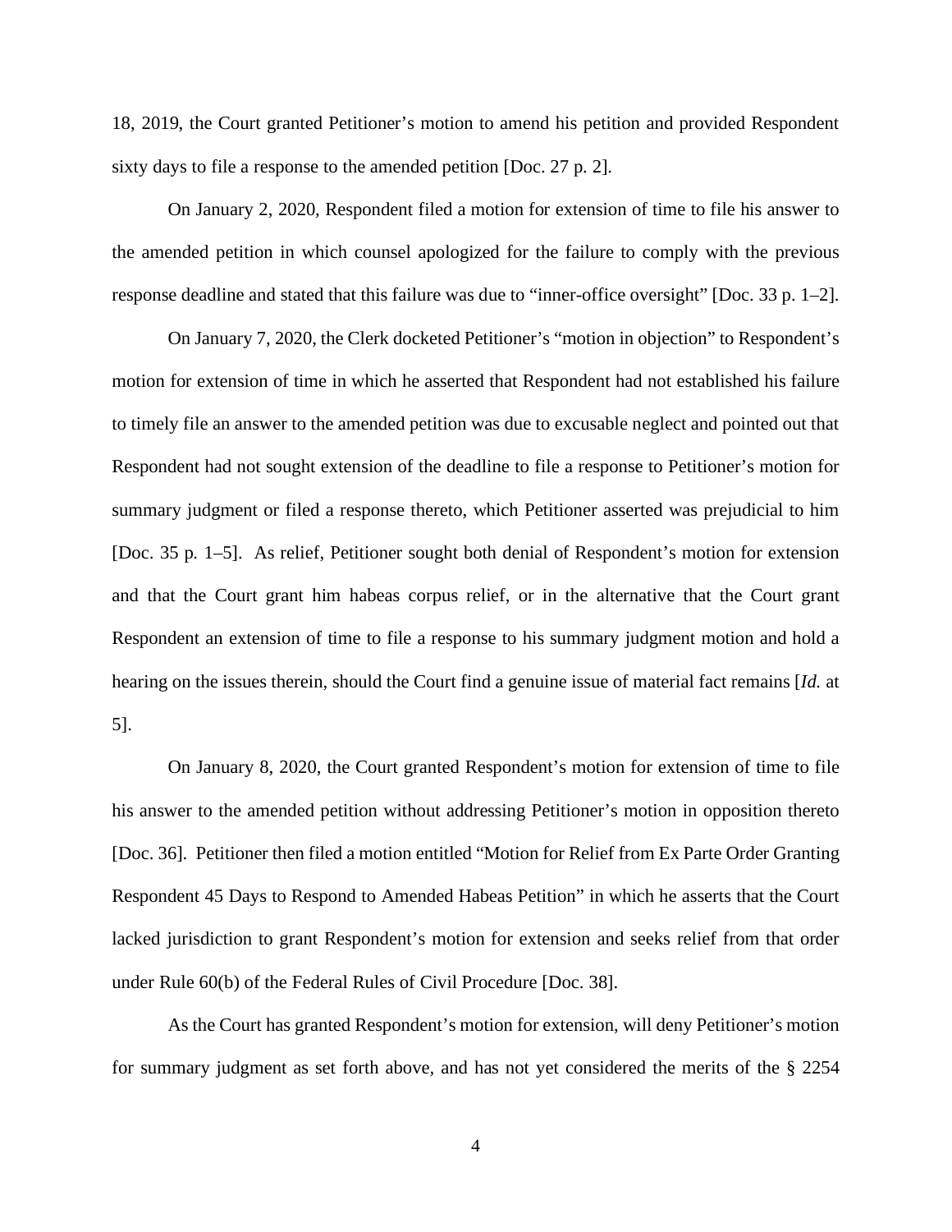18, 2019, the Court granted Petitioner's motion to amend his petition and provided Respondent sixty days to file a response to the amended petition [Doc. 27 p. 2].

On January 2, 2020, Respondent filed a motion for extension of time to file his answer to the amended petition in which counsel apologized for the failure to comply with the previous response deadline and stated that this failure was due to "inner-office oversight" [Doc. 33 p. 1–2].

On January 7, 2020, the Clerk docketed Petitioner's "motion in objection" to Respondent's motion for extension of time in which he asserted that Respondent had not established his failure to timely file an answer to the amended petition was due to excusable neglect and pointed out that Respondent had not sought extension of the deadline to file a response to Petitioner's motion for summary judgment or filed a response thereto, which Petitioner asserted was prejudicial to him [Doc. 35 p. 1–5]. As relief, Petitioner sought both denial of Respondent's motion for extension and that the Court grant him habeas corpus relief, or in the alternative that the Court grant Respondent an extension of time to file a response to his summary judgment motion and hold a hearing on the issues therein, should the Court find a genuine issue of material fact remains [*Id.* at 5].

On January 8, 2020, the Court granted Respondent's motion for extension of time to file his answer to the amended petition without addressing Petitioner's motion in opposition thereto [Doc. 36]. Petitioner then filed a motion entitled "Motion for Relief from Ex Parte Order Granting Respondent 45 Days to Respond to Amended Habeas Petition" in which he asserts that the Court lacked jurisdiction to grant Respondent's motion for extension and seeks relief from that order under Rule 60(b) of the Federal Rules of Civil Procedure [Doc. 38].

As the Court has granted Respondent's motion for extension, will deny Petitioner's motion for summary judgment as set forth above, and has not yet considered the merits of the § 2254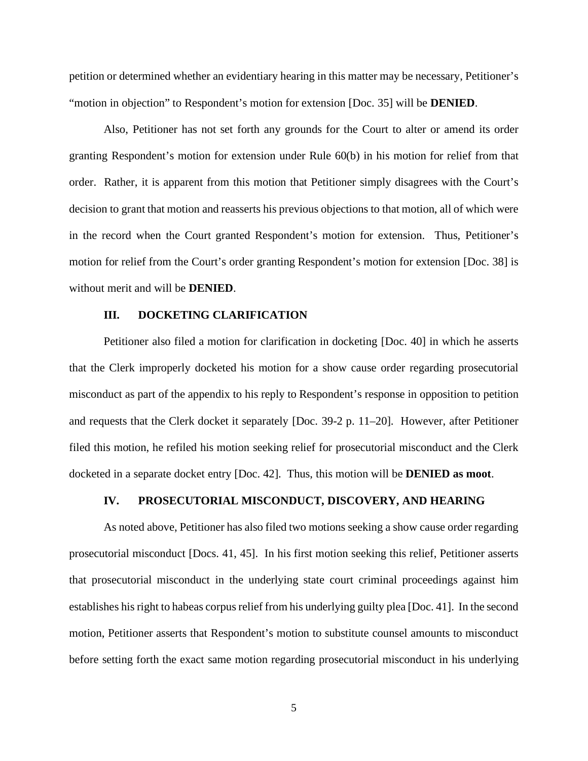petition or determined whether an evidentiary hearing in this matter may be necessary, Petitioner's "motion in objection" to Respondent's motion for extension [Doc. 35] will be **DENIED**.

Also, Petitioner has not set forth any grounds for the Court to alter or amend its order granting Respondent's motion for extension under Rule 60(b) in his motion for relief from that order. Rather, it is apparent from this motion that Petitioner simply disagrees with the Court's decision to grant that motion and reasserts his previous objections to that motion, all of which were in the record when the Court granted Respondent's motion for extension. Thus, Petitioner's motion for relief from the Court's order granting Respondent's motion for extension [Doc. 38] is without merit and will be **DENIED**.

### III. DOCKETING CLARIFICATION

Petitioner also filed a motion for clarification in docketing [Doc. 40] in which he asserts that the Clerk improperly docketed his motion for a show cause order regarding prosecutorial misconduct as part of the appendix to his reply to Respondent's response in opposition to petition and requests that the Clerk docket it separately [Doc. 39-2 p. 11–20]. However, after Petitioner filed this motion, he refiled his motion seeking relief for prosecutorial misconduct and the Clerk docketed in a separate docket entry [Doc. 42]. Thus, this motion will be **DENIED as moot**.

### IV. PROSECUTORIAL MISCONDUCT, DISCOVERY, AND HEARING

As noted above, Petitioner has also filed two motions seeking a show cause order regarding prosecutorial misconduct [Docs. 41, 45]. In his first motion seeking this relief, Petitioner asserts that prosecutorial misconduct in the underlying state court criminal proceedings against him establishes his right to habeas corpus relief from his underlying guilty plea [Doc. 41]. In the second motion, Petitioner asserts that Respondent's motion to substitute counsel amounts to misconduct before setting forth the exact same motion regarding prosecutorial misconduct in his underlying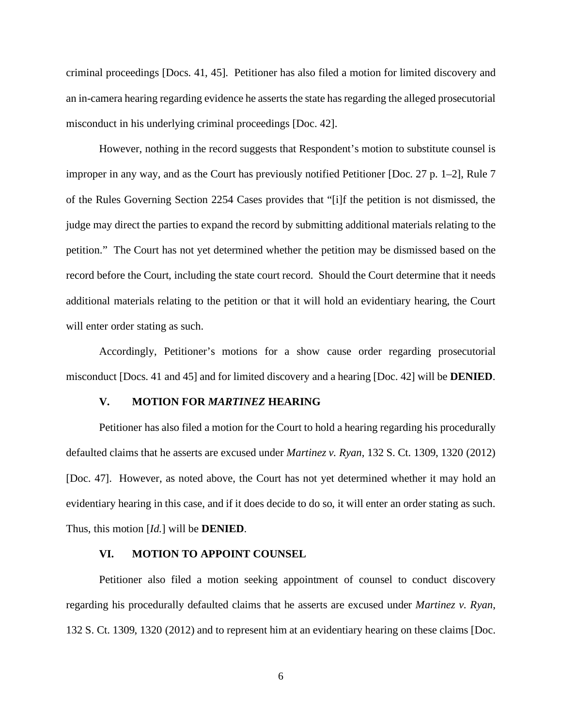criminal proceedings [Docs. 41, 45]. Petitioner has also filed a motion for limited discovery and an in-camera hearing regarding evidence he asserts the state has regarding the alleged prosecutorial misconduct in his underlying criminal proceedings [Doc. 42].

However, nothing in the record suggests that Respondent's motion to substitute counsel is improper in any way, and as the Court has previously notified Petitioner [Doc. 27 p. 1–2], Rule 7 of the Rules Governing Section 2254 Cases provides that "[i]f the petition is not dismissed, the judge may direct the parties to expand the record by submitting additional materials relating to the petition." The Court has not yet determined whether the petition may be dismissed based on the record before the Court, including the state court record. Should the Court determine that it needs additional materials relating to the petition or that it will hold an evidentiary hearing, the Court will enter order stating as such.

Accordingly, Petitioner's motions for a show cause order regarding prosecutorial misconduct [Docs. 41 and 45] and for limited discovery and a hearing [Doc. 42] will be **DENIED**.

### V. MOTION FOR *MARTINEZ* HEARING

Petitioner has also filed a motion for the Court to hold a hearing regarding his procedurally defaulted claims that he asserts are excused under *Martinez v. Ryan*, 132 S. Ct. 1309, 1320 (2012) [Doc. 47]. However, as noted above, the Court has not yet determined whether it may hold an evidentiary hearing in this case, and if it does decide to do so, it will enter an order stating as such. Thus, this motion [*Id.*] will be **DENIED**.

### VI. MOTION TO APPOINT COUNSEL

Petitioner also filed a motion seeking appointment of counsel to conduct discovery regarding his procedurally defaulted claims that he asserts are excused under *Martinez v. Ryan*, 132 S. Ct. 1309, 1320 (2012) and to represent him at an evidentiary hearing on these claims [Doc.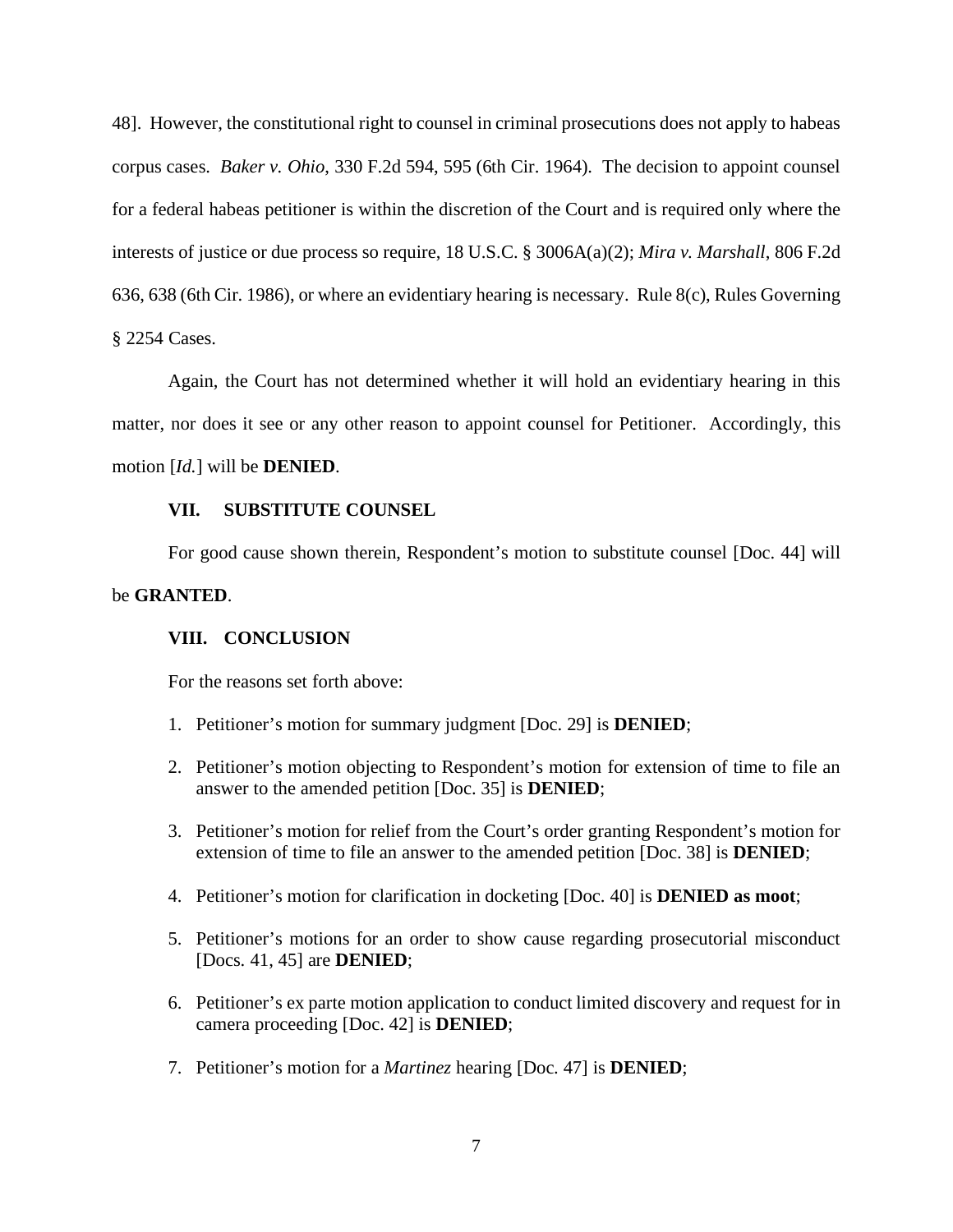48]. However, the constitutional right to counsel in criminal prosecutions does not apply to habeas corpus cases. *Baker v. Ohio*, 330 F.2d 594, 595 (6th Cir. 1964). The decision to appoint counsel for a federal habeas petitioner is within the discretion of the Court and is required only where the interests of justice or due process so require, 18 U.S.C. § 3006A(a)(2); *Mira v. Marshall*, 806 F.2d 636, 638 (6th Cir. 1986), or where an evidentiary hearing is necessary. Rule 8(c), Rules Governing § 2254 Cases.

Again, the Court has not determined whether it will hold an evidentiary hearing in this matter, nor does it see or any other reason to appoint counsel for Petitioner. Accordingly, this motion [*Id.*] will be **DENIED**.

## VII. SUBSTITUTE COUNSEL

For good cause shown therein, Respondent's motion to substitute counsel [Doc. 44] will be **GRANTED**.

## VIII. CONCLUSION

For the reasons set forth above:

1. Petitioner's motion for summary judgment [Doc. 29] is **DENIED**;
2. Petitioner's motion objecting to Respondent's motion for extension of time to file an answer to the amended petition [Doc. 35] is **DENIED**;
3. Petitioner's motion for relief from the Court's order granting Respondent's motion for extension of time to file an answer to the amended petition [Doc. 38] is **DENIED**;
4. Petitioner's motion for clarification in docketing [Doc. 40] is **DENIED as moot**;
5. Petitioner's motions for an order to show cause regarding prosecutorial misconduct [Docs. 41, 45] are **DENIED**;
6. Petitioner's ex parte motion application to conduct limited discovery and request for in camera proceeding [Doc. 42] is **DENIED**;
7. Petitioner's motion for a *Martinez* hearing [Doc. 47] is **DENIED**;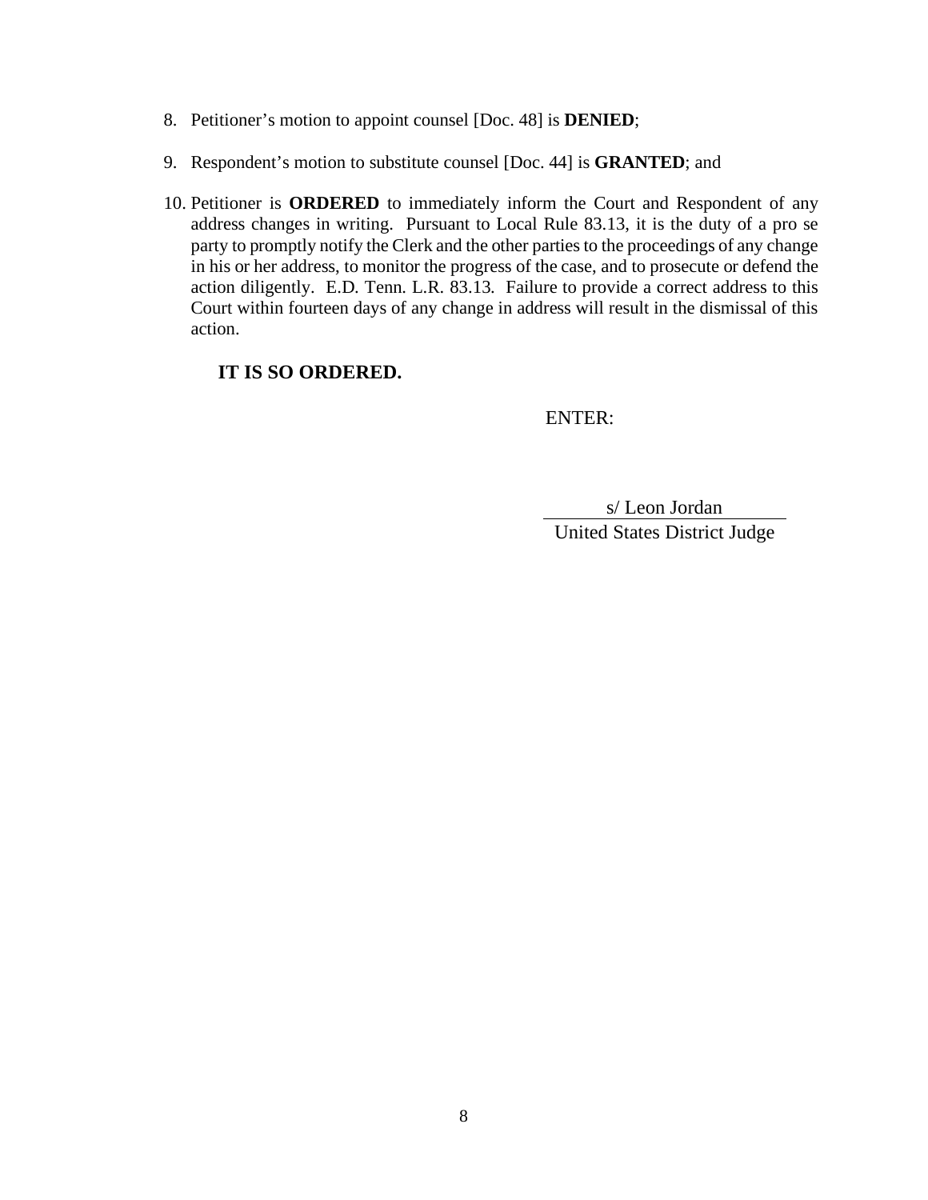8. Petitioner's motion to appoint counsel [Doc. 48] is **DENIED**;

9. Respondent's motion to substitute counsel [Doc. 44] is **GRANTED**; and

10. Petitioner is **ORDERED** to immediately inform the Court and Respondent of any address changes in writing. Pursuant to Local Rule 83.13, it is the duty of a pro se party to promptly notify the Clerk and the other parties to the proceedings of any change in his or her address, to monitor the progress of the case, and to prosecute or defend the action diligently. E.D. Tenn. L.R. 83.13. Failure to provide a correct address to this Court within fourteen days of any change in address will result in the dismissal of this action.

**IT IS SO ORDERED.**

ENTER:

s/ Leon Jordan
United States District Judge